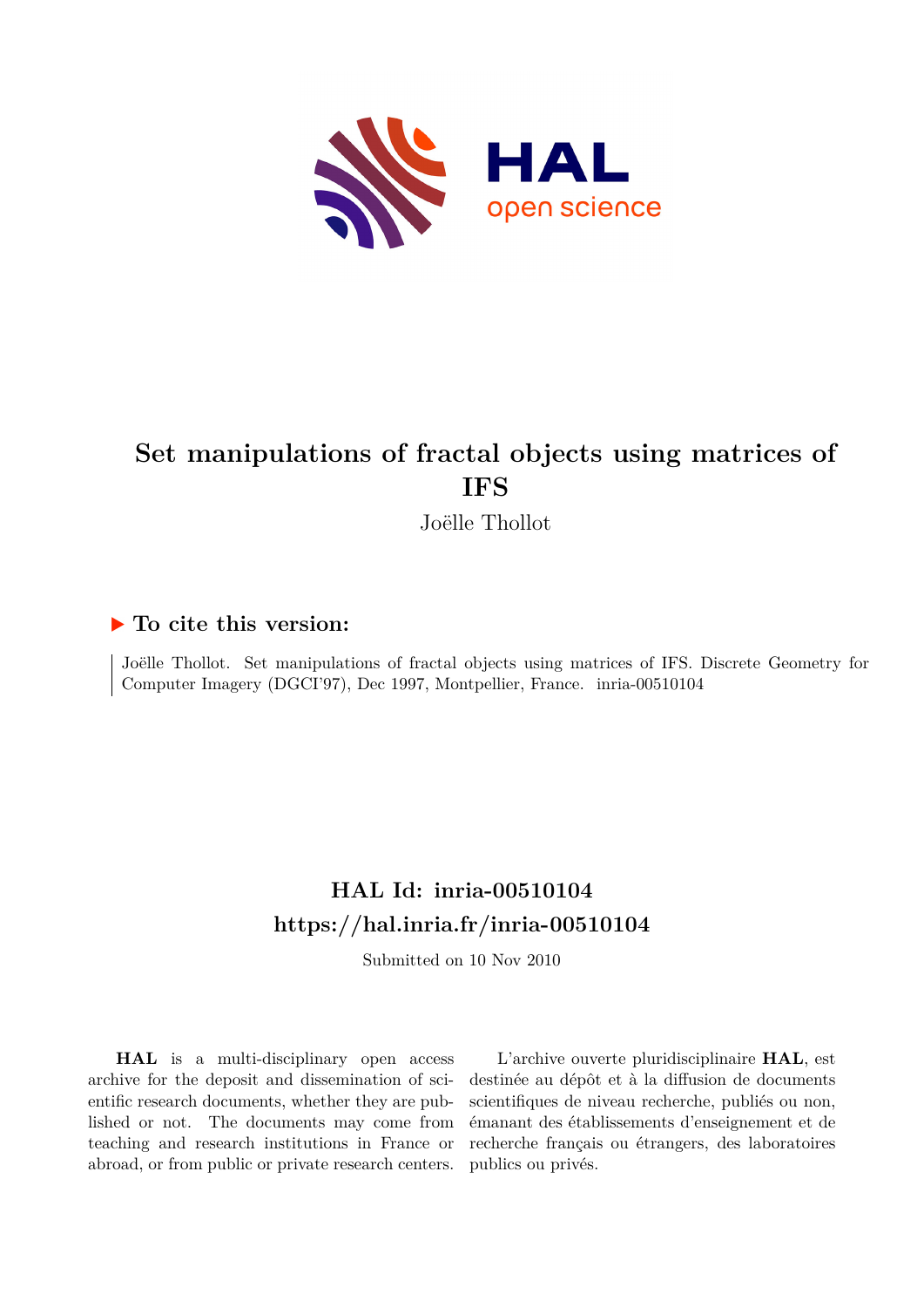# Set manipulations of fractal objects using matrices of IFS

Joëlle Thollot

## ▶ To cite this version:

Joëlle Thollot. Set manipulations of fractal objects using matrices of IFS. Discrete Geometry for Computer Imagery (DGCI'97), Dec 1997, Montpellier, France. inria-00510104

## HAL Id: inria-00510104

## https://hal.inria.fr/inria-00510104

Submitted on 10 Nov 2010

**HAL** is a multi-disciplinary open access archive for the deposit and dissemination of scientific research documents, whether they are published or not. The documents may come from teaching and research institutions in France or abroad, or from public or private research centers.

L'archive ouverte pluridisciplinaire **HAL**, est destinée au dépôt et à la diffusion de documents scientifiques de niveau recherche, publiés ou non, émanant des établissements d'enseignement et de recherche français ou étrangers, des laboratoires publics ou privés.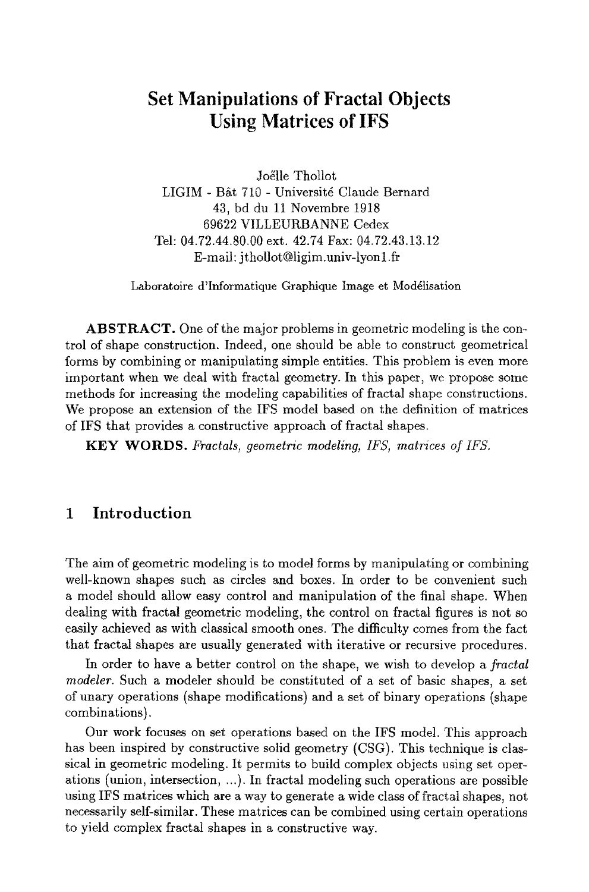# Set Manipulations of Fractal Objects Using Matrices of IFS

Joëlle Thollot
LIGIM - Bât 710 - Université Claude Bernard
43, bd du 11 Novembre 1918
69622 VILLEURBANNE Cedex
Tel: 04.72.44.80.00 ext. 42.74 Fax: 04.72.43.13.12
E-mail: jthollot@ligim.univ-lyon1.fr

Laboratoire d'Informatique Graphique Image et Modélisation

**ABSTRACT.** One of the major problems in geometric modeling is the control of shape construction. Indeed, one should be able to construct geometrical forms by combining or manipulating simple entities. This problem is even more important when we deal with fractal geometry. In this paper, we propose some methods for increasing the modeling capabilities of fractal shape constructions. We propose an extension of the IFS model based on the definition of matrices of IFS that provides a constructive approach of fractal shapes.

**KEY WORDS.** *Fractals, geometric modeling, IFS, matrices of IFS.*

## 1 Introduction

The aim of geometric modeling is to model forms by manipulating or combining well-known shapes such as circles and boxes. In order to be convenient such a model should allow easy control and manipulation of the final shape. When dealing with fractal geometric modeling, the control on fractal figures is not so easily achieved as with classical smooth ones. The difficulty comes from the fact that fractal shapes are usually generated with iterative or recursive procedures.

In order to have a better control on the shape, we wish to develop a *fractal modeler*. Such a modeler should be constituted of a set of basic shapes, a set of unary operations (shape modifications) and a set of binary operations (shape combinations).

Our work focuses on set operations based on the IFS model. This approach has been inspired by constructive solid geometry (CSG). This technique is classical in geometric modeling. It permits to build complex objects using set operations (union, intersection, ...). In fractal modeling such operations are possible using IFS matrices which are a way to generate a wide class of fractal shapes, not necessarily self-similar. These matrices can be combined using certain operations to yield complex fractal shapes in a constructive way.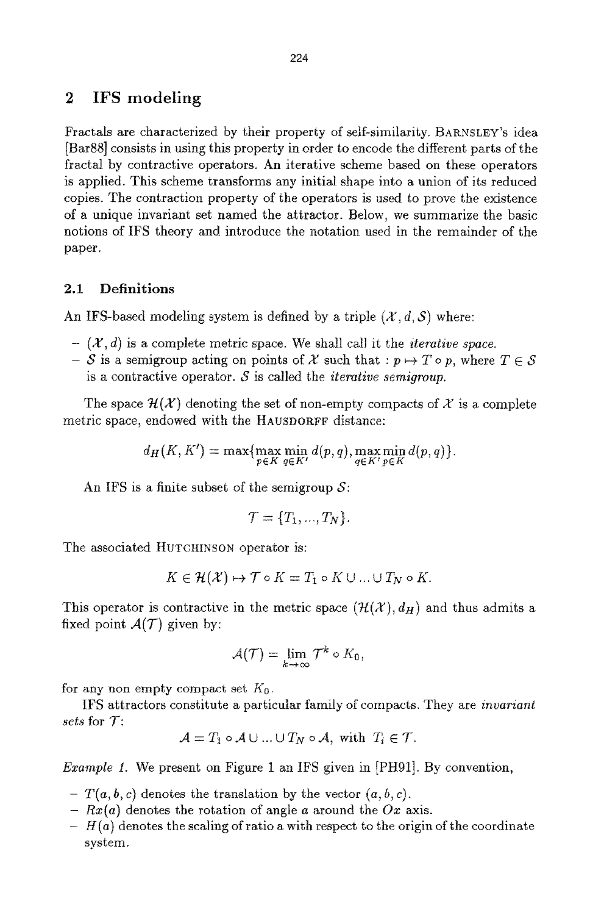## 2 IFS modeling

Fractals are characterized by their property of self-similarity. BARNSLEY's idea [Bar88] consists in using this property in order to encode the different parts of the fractal by contractive operators. An iterative scheme based on these operators is applied. This scheme transforms any initial shape into a union of its reduced copies. The contraction property of the operators is used to prove the existence of a unique invariant set named the attractor. Below, we summarize the basic notions of IFS theory and introduce the notation used in the remainder of the paper.

### 2.1 Definitions

An IFS-based modeling system is defined by a triple $(\mathcal{X}, d, \mathcal{S})$ where:

- $(\mathcal{X}, d)$ is a complete metric space. We shall call it the *iterative space*.
- $\mathcal{S}$ is a semigroup acting on points of $\mathcal{X}$ such that : $p \mapsto T \circ p$, where $T \in \mathcal{S}$ is a contractive operator. $\mathcal{S}$ is called the *iterative semigroup*.

The space $\mathcal{H}(\mathcal{X})$ denoting the set of non-empty compacts of $\mathcal{X}$ is a complete metric space, endowed with the HAUSDORFF distance:

$$d_H(K, K') = \max\{\max_{p \in K} \min_{q \in K'} d(p, q), \max_{q \in K'} \min_{p \in K} d(p, q)\}.$$

An IFS is a finite subset of the semigroup $\mathcal{S}$:

$$\mathcal{T} = \{T_1, ..., T_N\}.$$

The associated HUTCHINSON operator is:

$$K \in \mathcal{H}(\mathcal{X}) \mapsto \mathcal{T} \circ K = T_1 \circ K \cup ... \cup T_N \circ K.$$

This operator is contractive in the metric space $(\mathcal{H}(\mathcal{X}), d_H)$ and thus admits a fixed point $\mathcal{A}(\mathcal{T})$ given by:

$$\mathcal{A}(\mathcal{T}) = \lim_{k \to \infty} \mathcal{T}^k \circ K_0,$$

for any non empty compact set $K_0$.

IFS attractors constitute a particular family of compacts. They are *invariant sets* for $\mathcal{T}$:

$$\mathcal{A} = T_1 \circ \mathcal{A} \cup ... \cup T_N \circ \mathcal{A}, \text{ with } T_i \in \mathcal{T}.$$

*Example 1.* We present on Figure 1 an IFS given in [PH91]. By convention,

- $T(a, b, c)$ denotes the translation by the vector $(a, b, c)$.
- $Rx(a)$ denotes the rotation of angle $a$ around the $Ox$ axis.
- $H(a)$ denotes the scaling of ratio a with respect to the origin of the coordinate system.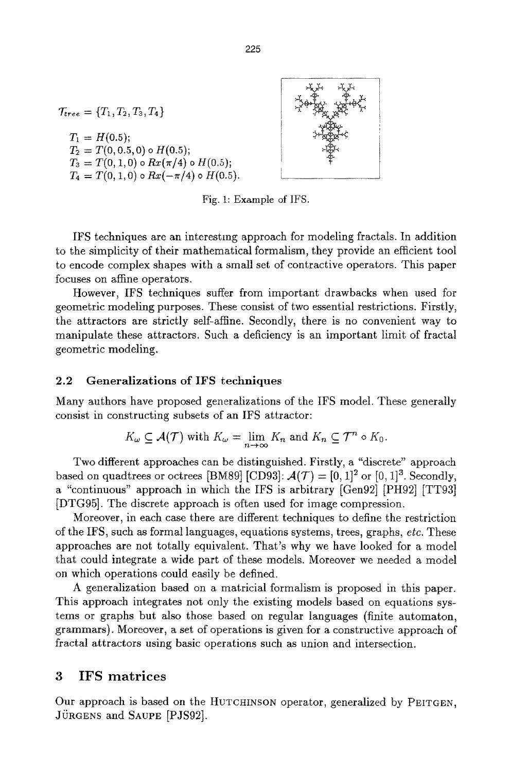$\mathcal{T}_{tree} = \{T_1, T_2, T_3, T_4\}$

$T_1 = H(0.5);$
$T_2 = T(0, 0.5, 0) \circ H(0.5);$
$T_3 = T(0, 1, 0) \circ Rx(\pi/4) \circ H(0.5);$
$T_4 = T(0, 1, 0) \circ Rx(-\pi/4) \circ H(0.5).$

Fig. 1: Example of IFS.

IFS techniques are an interesting approach for modeling fractals. In addition to the simplicity of their mathematical formalism, they provide an efficient tool to encode complex shapes with a small set of contractive operators. This paper focuses on affine operators.

However, IFS techniques suffer from important drawbacks when used for geometric modeling purposes. These consist of two essential restrictions. Firstly, the attractors are strictly self-affine. Secondly, there is no convenient way to manipulate these attractors. Such a deficiency is an important limit of fractal geometric modeling.

### 2.2 Generalizations of IFS techniques

Many authors have proposed generalizations of the IFS model. These generally consist in constructing subsets of an IFS attractor:

$$K_\omega \subseteq \mathcal{A}(\mathcal{T}) \text{ with } K_\omega = \lim_{n\to\infty} K_n \text{ and } K_n \subseteq \mathcal{T}^n \circ K_0.$$

Two different approaches can be distinguished. Firstly, a "discrete" approach based on quadtrees or octrees [BM89] [CD93]: $\mathcal{A}(\mathcal{T}) = [0,1]^2$ or $[0,1]^3$. Secondly, a "continuous" approach in which the IFS is arbitrary [Gen92] [PH92] [TT93] [DTG95]. The discrete approach is often used for image compression.

Moreover, in each case there are different techniques to define the restriction of the IFS, such as formal languages, equations systems, trees, graphs, *etc.* These approaches are not totally equivalent. That's why we have looked for a model that could integrate a wide part of these models. Moreover we needed a model on which operations could easily be defined.

A generalization based on a matricial formalism is proposed in this paper. This approach integrates not only the existing models based on equations systems or graphs but also those based on regular languages (finite automaton, grammars). Moreover, a set of operations is given for a constructive approach of fractal attractors using basic operations such as union and intersection.

## 3 IFS matrices

Our approach is based on the HUTCHINSON operator, generalized by PEITGEN, JÜRGENS and SAUPE [PJS92].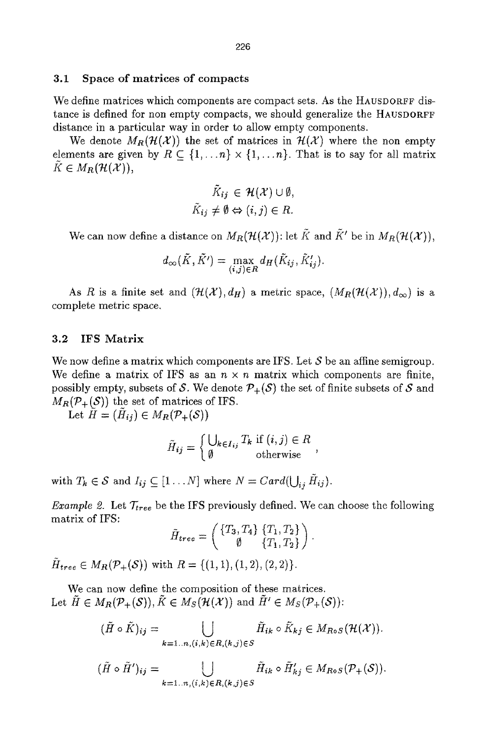### 3.1 Space of matrices of compacts

We define matrices which components are compact sets. As the HAUSDORFF distance is defined for non empty compacts, we should generalize the HAUSDORFF distance in a particular way in order to allow empty components.

We denote $M_R(\mathcal{H}(\mathcal{X}))$ the set of matrices in $\mathcal{H}(\mathcal{X})$ where the non empty elements are given by $R \subseteq \{1, \ldots n\} \times \{1, \ldots n\}$. That is to say for all matrix $\tilde{K} \in M_R(\mathcal{H}(\mathcal{X}))$,

$$\tilde{K}_{ij} \in \mathcal{H}(\mathcal{X}) \cup \emptyset,$$

$$\tilde{K}_{ij} \neq \emptyset \Leftrightarrow (i,j) \in R.$$

We can now define a distance on $M_R(\mathcal{H}(\mathcal{X}))$: let $\tilde{K}$ and $\tilde{K}'$ be in $M_R(\mathcal{H}(\mathcal{X}))$,

$$d_\infty(\tilde{K}, \tilde{K}') = \max_{(i,j) \in R} d_H(\tilde{K}_{ij}, \tilde{K}'_{ij}).$$

As $R$ is a finite set and $(\mathcal{H}(\mathcal{X}), d_H)$ a metric space, $(M_R(\mathcal{H}(\mathcal{X})), d_\infty)$ is a complete metric space.

### 3.2 IFS Matrix

We now define a matrix which components are IFS. Let $\mathcal{S}$ be an affine semigroup. We define a matrix of IFS as an $n \times n$ matrix which components are finite, possibly empty, subsets of $\mathcal{S}$. We denote $\mathcal{P}_+(\mathcal{S})$ the set of finite subsets of $\mathcal{S}$ and $M_R(\mathcal{P}_+(\mathcal{S}))$ the set of matrices of IFS.

Let $\tilde{H} = (\tilde{H}_{ij}) \in M_R(\mathcal{P}_+(\mathcal{S}))$

$$\tilde{H}_{ij} = \begin{cases} \bigcup_{k \in I_{ij}} T_k & \text{if } (i,j) \in R \\ \emptyset & \text{otherwise} \end{cases},$$

with $T_k \in \mathcal{S}$ and $I_{ij} \subseteq [1 \ldots N]$ where $N = Card(\bigcup_{ij} \tilde{H}_{ij})$.

*Example 2.* Let $\mathcal{T}_{tree}$ be the IFS previously defined. We can choose the following matrix of IFS:

$$\tilde{H}_{tree} = \begin{pmatrix} \{T_3, T_4\} & \{T_1, T_2\} \\ \emptyset & \{T_1, T_2\} \end{pmatrix}.$$

$\tilde{H}_{tree} \in M_R(\mathcal{P}_+(\mathcal{S}))$ with $R = \{(1,1), (1,2), (2,2)\}$.

We can now define the composition of these matrices.
Let $\tilde{H} \in M_R(\mathcal{P}_+(\mathcal{S}))$, $\tilde{K} \in M_S(\mathcal{H}(\mathcal{X}))$ and $\tilde{H}' \in M_S(\mathcal{P}_+(\mathcal{S}))$:

$$(\tilde{H} \circ \tilde{K})_{ij} = \bigcup_{k=1..n, (i,k) \in R, (k,j) \in S} \tilde{H}_{ik} \circ \tilde{K}_{kj} \in M_{R \circ S}(\mathcal{H}(\mathcal{X})).$$

$$(\tilde{H} \circ \tilde{H}')_{ij} = \bigcup_{k=1..n, (i,k) \in R, (k,j) \in S} \tilde{H}_{ik} \circ \tilde{H}'_{kj} \in M_{R \circ S}(\mathcal{P}_+(\mathcal{S})).$$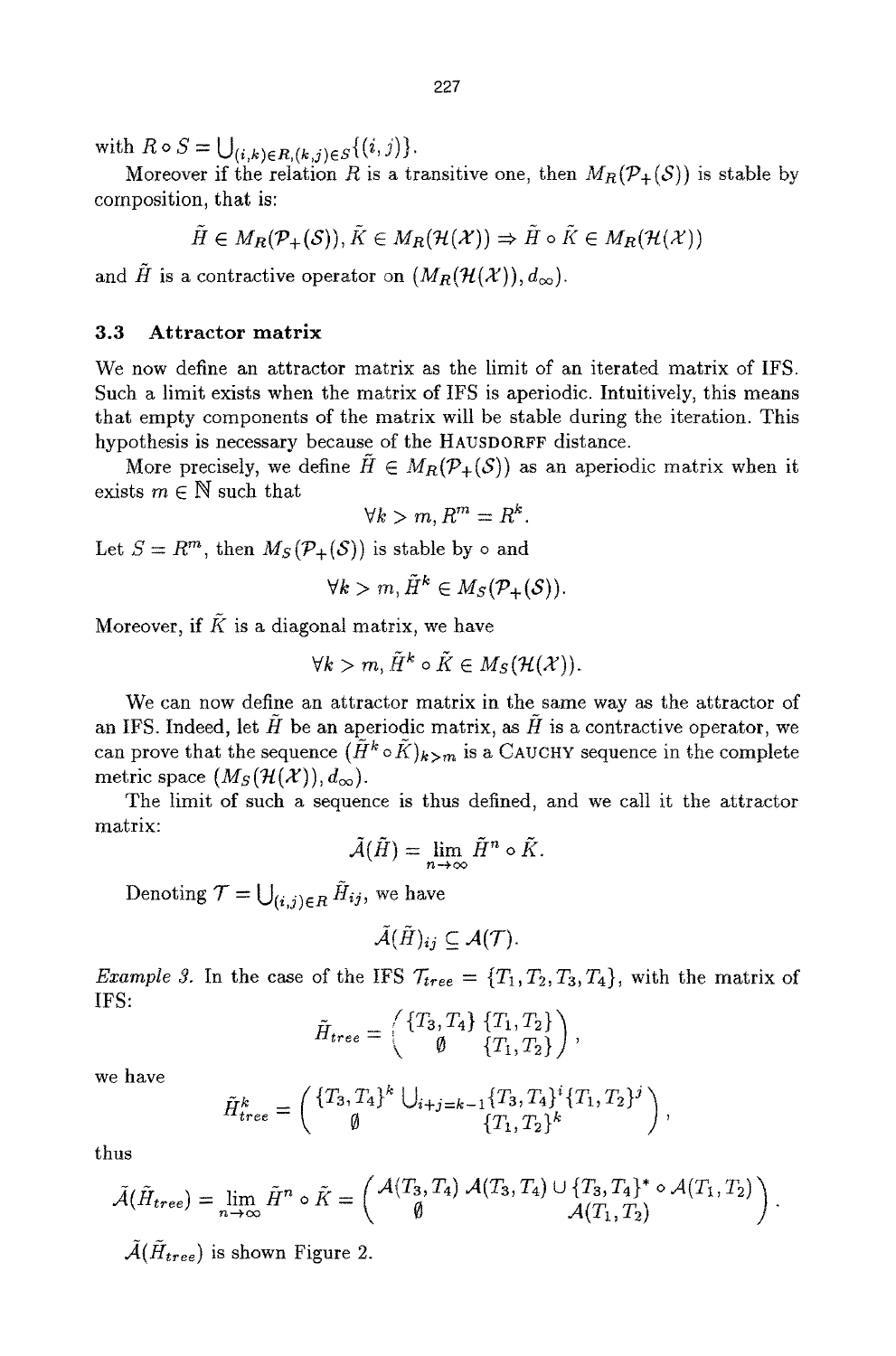with $R \circ S = \bigcup_{(i,k)\in R,(k,j)\in S}\{(i,j)\}$.

Moreover if the relation $R$ is a transitive one, then $M_R(\mathcal{P}_+(\mathcal{S}))$ is stable by composition, that is:

$$\tilde{H} \in M_R(\mathcal{P}_+(\mathcal{S})), \tilde{K} \in M_R(\mathcal{H}(\mathcal{X})) \Rightarrow \tilde{H} \circ \tilde{K} \in M_R(\mathcal{H}(\mathcal{X}))$$

and $\tilde{H}$ is a contractive operator on $(M_R(\mathcal{H}(\mathcal{X})), d_\infty)$.

### 3.3 Attractor matrix

We now define an attractor matrix as the limit of an iterated matrix of IFS. Such a limit exists when the matrix of IFS is aperiodic. Intuitively, this means that empty components of the matrix will be stable during the iteration. This hypothesis is necessary because of the HAUSDORFF distance.

More precisely, we define $\tilde{H} \in M_R(\mathcal{P}_+(\mathcal{S}))$ as an aperiodic matrix when it exists $m \in \mathbb{N}$ such that

$$\forall k > m, R^m = R^k.$$

Let $S = R^m$, then $M_S(\mathcal{P}_+(\mathcal{S}))$ is stable by $\circ$ and

$$\forall k > m, \tilde{H}^k \in M_S(\mathcal{P}_+(\mathcal{S})).$$

Moreover, if $\tilde{K}$ is a diagonal matrix, we have

$$\forall k > m, \tilde{H}^k \circ \tilde{K} \in M_S(\mathcal{H}(\mathcal{X})).$$

We can now define an attractor matrix in the same way as the attractor of an IFS. Indeed, let $\tilde{H}$ be an aperiodic matrix, as $\tilde{H}$ is a contractive operator, we can prove that the sequence $(\tilde{H}^k \circ \tilde{K})_{k>m}$ is a CAUCHY sequence in the complete metric space $(M_S(\mathcal{H}(\mathcal{X})), d_\infty)$.

The limit of such a sequence is thus defined, and we call it the attractor matrix:

$$\tilde{\mathcal{A}}(\tilde{H}) = \lim_{n\to\infty} \tilde{H}^n \circ \tilde{K}.$$

Denoting $\mathcal{T} = \bigcup_{(i,j)\in R} \tilde{H}_{ij}$, we have

$$\tilde{\mathcal{A}}(\tilde{H})_{ij} \subseteq \mathcal{A}(\mathcal{T}).$$

*Example 3.* In the case of the IFS $\mathcal{T}_{tree} = \{T_1, T_2, T_3, T_4\}$, with the matrix of IFS:

$$\tilde{H}_{tree} = \begin{pmatrix} \{T_3, T_4\} & \{T_1, T_2\} \\ \emptyset & \{T_1, T_2\} \end{pmatrix},$$

we have

$$\tilde{H}_{tree}^k = \begin{pmatrix} \{T_3, T_4\}^k & \bigcup_{i+j=k-1}\{T_3, T_4\}^i\{T_1, T_2\}^j \\ \emptyset & \{T_1, T_2\}^k \end{pmatrix},$$

thus

$$\tilde{\mathcal{A}}(\tilde{H}_{tree}) = \lim_{n\to\infty} \tilde{H}^n \circ \tilde{K} = \begin{pmatrix} \mathcal{A}(T_3, T_4) & \mathcal{A}(T_3, T_4) \cup \{T_3, T_4\}^* \circ \mathcal{A}(T_1, T_2) \\ \emptyset & \mathcal{A}(T_1, T_2) \end{pmatrix}.$$

$\tilde{\mathcal{A}}(\tilde{H}_{tree})$ is shown Figure 2.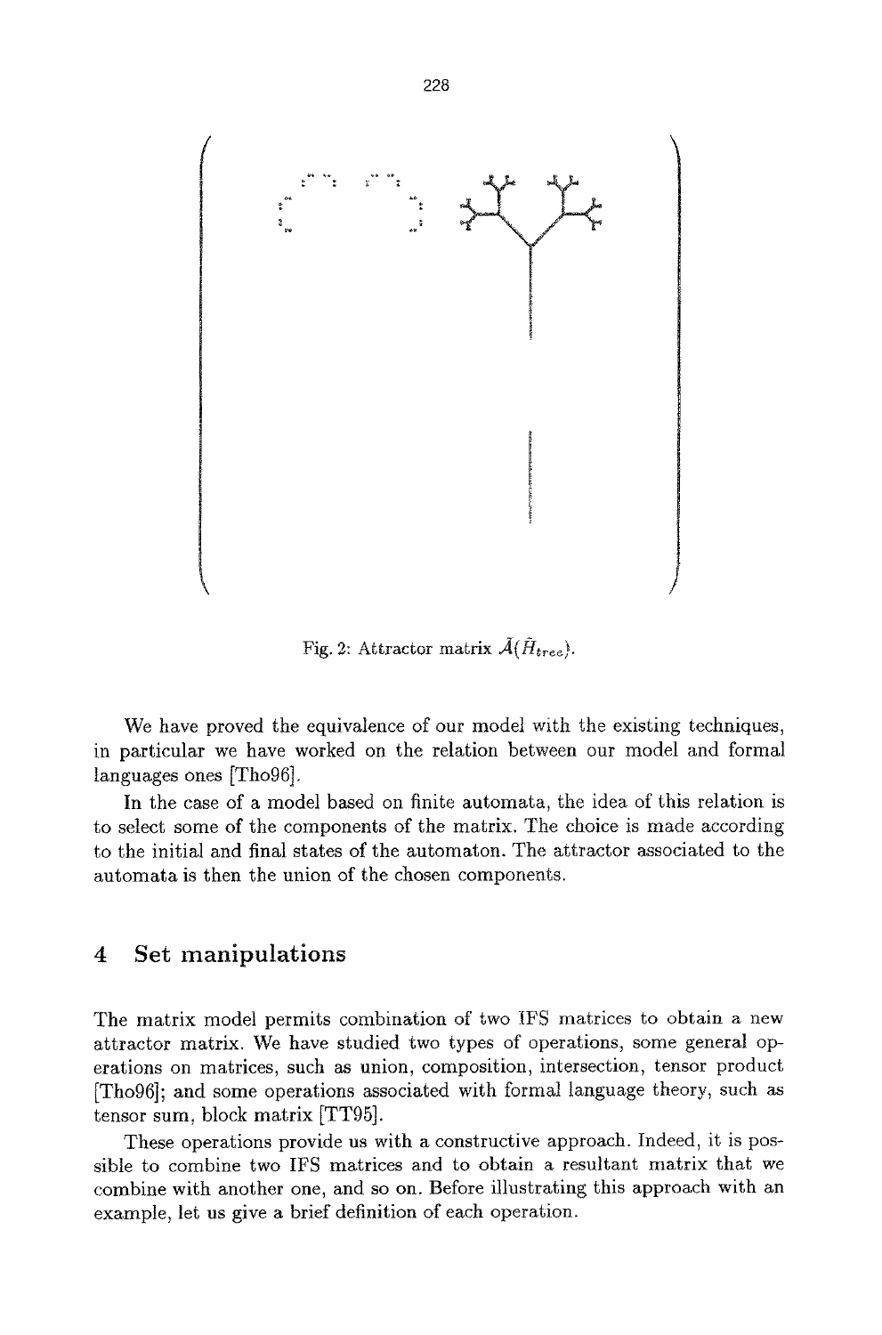Fig. 2: Attractor matrix $\tilde{A}(\tilde{H}_{tree})$.

We have proved the equivalence of our model with the existing techniques, in particular we have worked on the relation between our model and formal languages ones [Tho96].

In the case of a model based on finite automata, the idea of this relation is to select some of the components of the matrix. The choice is made according to the initial and final states of the automaton. The attractor associated to the automata is then the union of the chosen components.

## 4 Set manipulations

The matrix model permits combination of two IFS matrices to obtain a new attractor matrix. We have studied two types of operations, some general operations on matrices, such as union, composition, intersection, tensor product [Tho96]; and some operations associated with formal language theory, such as tensor sum, block matrix [TT95].

These operations provide us with a constructive approach. Indeed, it is possible to combine two IFS matrices and to obtain a resultant matrix that we combine with another one, and so on. Before illustrating this approach with an example, let us give a brief definition of each operation.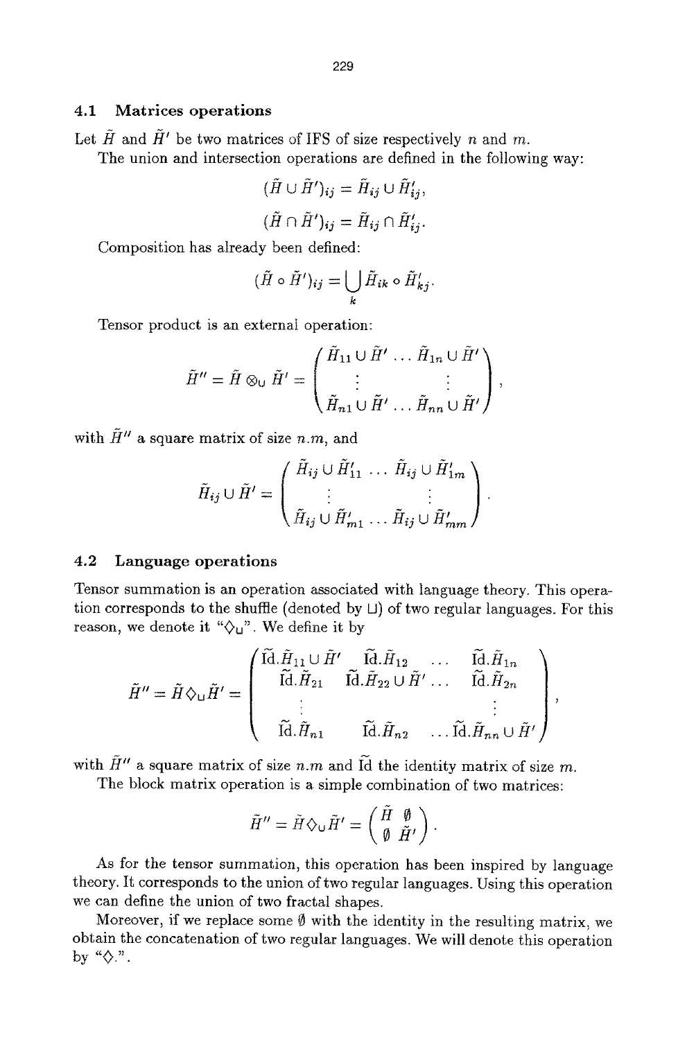### 4.1 Matrices operations

Let $\tilde{H}$ and $\tilde{H}'$ be two matrices of IFS of size respectively $n$ and $m$.

The union and intersection operations are defined in the following way:

$$(\tilde{H} \cup \tilde{H}')_{ij} = \tilde{H}_{ij} \cup \tilde{H}'_{ij},$$

$$(\tilde{H} \cap \tilde{H}')_{ij} = \tilde{H}_{ij} \cap \tilde{H}'_{ij}.$$

Composition has already been defined:

$$(\tilde{H} \circ \tilde{H}')_{ij} = \bigcup_k \tilde{H}_{ik} \circ \tilde{H}'_{kj}.$$

Tensor product is an external operation:

$$\tilde{H}'' = \tilde{H} \otimes_{\cup} \tilde{H}' = \begin{pmatrix} \tilde{H}_{11} \cup \tilde{H}' & \dots & \tilde{H}_{1n} \cup \tilde{H}' \\ \vdots & & \vdots \\ \tilde{H}_{n1} \cup \tilde{H}' & \dots & \tilde{H}_{nn} \cup \tilde{H}' \end{pmatrix},$$

with $\tilde{H}''$ a square matrix of size $n.m$, and

$$\tilde{H}_{ij} \cup \tilde{H}' = \begin{pmatrix} \tilde{H}_{ij} \cup \tilde{H}'_{11} & \dots & \tilde{H}_{ij} \cup \tilde{H}'_{1m} \\ \vdots & & \vdots \\ \tilde{H}_{ij} \cup \tilde{H}'_{m1} & \dots & \tilde{H}_{ij} \cup \tilde{H}'_{mm} \end{pmatrix}.$$

### 4.2 Language operations

Tensor summation is an operation associated with language theory. This operation corresponds to the shuffle (denoted by ⊔) of two regular languages. For this reason, we denote it "$\Diamond_{\sqcup}$". We define it by

$$\tilde{H}'' = \tilde{H} \Diamond_{\sqcup} \tilde{H}' = \begin{pmatrix} \tilde{\mathrm{Id}}.\tilde{H}_{11} \cup \tilde{H}' & \tilde{\mathrm{Id}}.\tilde{H}_{12} & \dots & \tilde{\mathrm{Id}}.\tilde{H}_{1n} \\ \tilde{\mathrm{Id}}.\tilde{H}_{21} & \tilde{\mathrm{Id}}.\tilde{H}_{22} \cup \tilde{H}' & \dots & \tilde{\mathrm{Id}}.\tilde{H}_{2n} \\ \vdots & & & \vdots \\ \tilde{\mathrm{Id}}.\tilde{H}_{n1} & \tilde{\mathrm{Id}}.\tilde{H}_{n2} & \dots & \tilde{\mathrm{Id}}.\tilde{H}_{nn} \cup \tilde{H}' \end{pmatrix},$$

with $\tilde{H}''$ a square matrix of size $n.m$ and $\tilde{\mathrm{Id}}$ the identity matrix of size $m$.

The block matrix operation is a simple combination of two matrices:

$$\tilde{H}'' = \tilde{H} \Diamond_{\cup} \tilde{H}' = \begin{pmatrix} \tilde{H} & \emptyset \\ \emptyset & \tilde{H}' \end{pmatrix}.$$

As for the tensor summation, this operation has been inspired by language theory. It corresponds to the union of two regular languages. Using this operation we can define the union of two fractal shapes.

Moreover, if we replace some $\emptyset$ with the identity in the resulting matrix, we obtain the concatenation of two regular languages. We will denote this operation by "$\Diamond.$".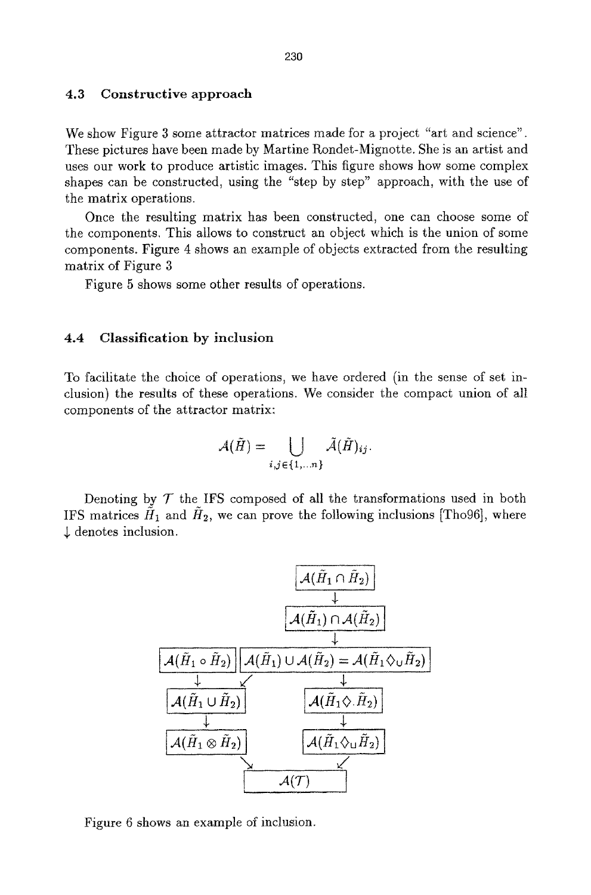### 4.3 Constructive approach

We show Figure 3 some attractor matrices made for a project "art and science". These pictures have been made by Martine Rondet-Mignotte. She is an artist and uses our work to produce artistic images. This figure shows how some complex shapes can be constructed, using the "step by step" approach, with the use of the matrix operations.

Once the resulting matrix has been constructed, one can choose some of the components. This allows to construct an object which is the union of some components. Figure 4 shows an example of objects extracted from the resulting matrix of Figure 3

Figure 5 shows some other results of operations.

### 4.4 Classification by inclusion

To facilitate the choice of operations, we have ordered (in the sense of set inclusion) the results of these operations. We consider the compact union of all components of the attractor matrix:

$$\mathcal{A}(\tilde{H}) = \bigcup_{i,j \in \{1,\dots,n\}} \tilde{A}(\tilde{H})_{ij}.$$

Denoting by $\mathcal{T}$ the IFS composed of all the transformations used in both IFS matrices $\tilde{H}_1$ and $\tilde{H}_2$, we can prove the following inclusions [Tho96], where $\downarrow$ denotes inclusion.

$$\mathcal{A}(\tilde{H}_1 \cap \tilde{H}_2)$$
$$\downarrow$$
$$\mathcal{A}(\tilde{H}_1) \cap \mathcal{A}(\tilde{H}_2)$$
$$\downarrow$$
$$\mathcal{A}(\tilde{H}_1 \circ \tilde{H}_2) \qquad \mathcal{A}(\tilde{H}_1) \cup \mathcal{A}(\tilde{H}_2) = \mathcal{A}(\tilde{H}_1 \Diamond_{\cup} \tilde{H}_2)$$
$$\downarrow \quad \swarrow \qquad\qquad\qquad \downarrow$$
$$\mathcal{A}(\tilde{H}_1 \cup \tilde{H}_2) \qquad\qquad \mathcal{A}(\tilde{H}_1 \Diamond_{\cdot} \tilde{H}_2)$$
$$\downarrow \qquad\qquad\qquad\qquad \downarrow$$
$$\mathcal{A}(\tilde{H}_1 \otimes \tilde{H}_2) \qquad\qquad \mathcal{A}(\tilde{H}_1 \Diamond_{\cup} \tilde{H}_2)$$
$$\searrow \qquad\qquad \swarrow$$
$$\mathcal{A}(\mathcal{T})$$

Figure 6 shows an example of inclusion.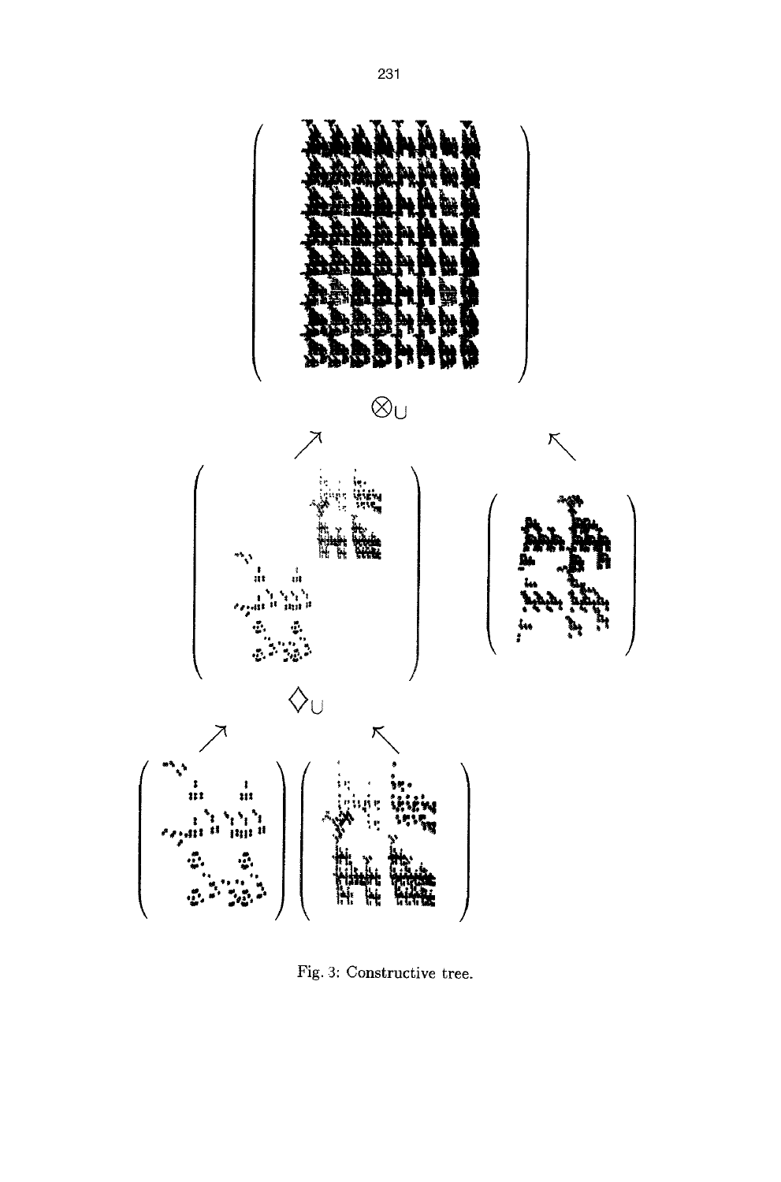$\otimes_U$

$\diamondsuit_U$

Fig. 3: Constructive tree.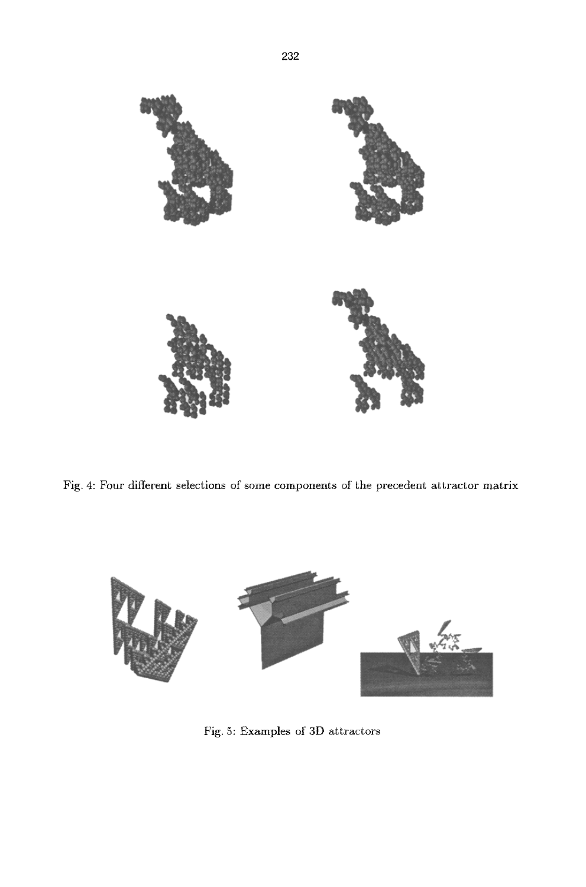Fig. 4: Four different selections of some components of the precedent attractor matrix

Fig. 5: Examples of 3D attractors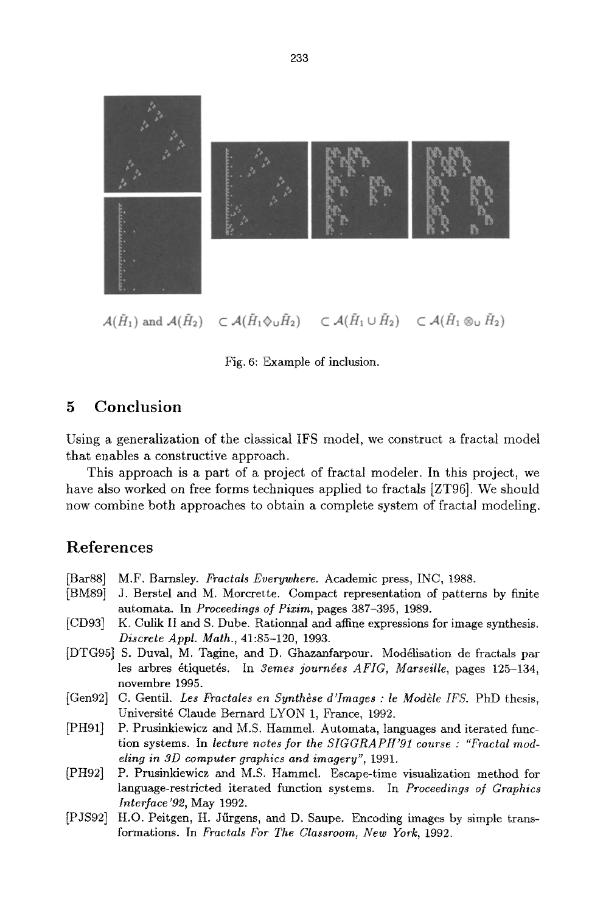$\mathcal{A}(\tilde{H}_1)$ and $\mathcal{A}(\tilde{H}_2)$ $\subset \mathcal{A}(\tilde{H}_1 \diamondsuit_\cup \tilde{H}_2)$ $\subset \mathcal{A}(\tilde{H}_1 \cup \tilde{H}_2)$ $\subset \mathcal{A}(\tilde{H}_1 \otimes_\cup \tilde{H}_2)$

Fig. 6: Example of inclusion.

## 5 Conclusion

Using a generalization of the classical IFS model, we construct a fractal model that enables a constructive approach.

This approach is a part of a project of fractal modeler. In this project, we have also worked on free forms techniques applied to fractals [ZT96]. We should now combine both approaches to obtain a complete system of fractal modeling.

## References

- [Bar88] M.F. Barnsley. *Fractals Everywhere.* Academic press, INC, 1988.
- [BM89] J. Berstel and M. Morcrette. Compact representation of patterns by finite automata. In *Proceedings of Pixim*, pages 387–395, 1989.
- [CD93] K. Culik II and S. Dube. Rationnal and affine expressions for image synthesis. *Discrete Appl. Math.*, 41:85–120, 1993.
- [DTG95] S. Duval, M. Tagine, and D. Ghazanfarpour. Modélisation de fractals par les arbres étiquetés. In *3emes journées AFIG, Marseille*, pages 125–134, novembre 1995.
- [Gen92] C. Gentil. *Les Fractales en Synthèse d'Images : le Modèle IFS.* PhD thesis, Université Claude Bernard LYON 1, France, 1992.
- [PH91] P. Prusinkiewicz and M.S. Hammel. Automata, languages and iterated function systems. In *lecture notes for the SIGGRAPH'91 course : "Fractal modeling in 3D computer graphics and imagery"*, 1991.
- [PH92] P. Prusinkiewicz and M.S. Hammel. Escape-time visualization method for language-restricted iterated function systems. In *Proceedings of Graphics Interface'92*, May 1992.
- [PJS92] H.O. Peitgen, H. Jürgens, and D. Saupe. Encoding images by simple transformations. In *Fractals For The Classroom, New York*, 1992.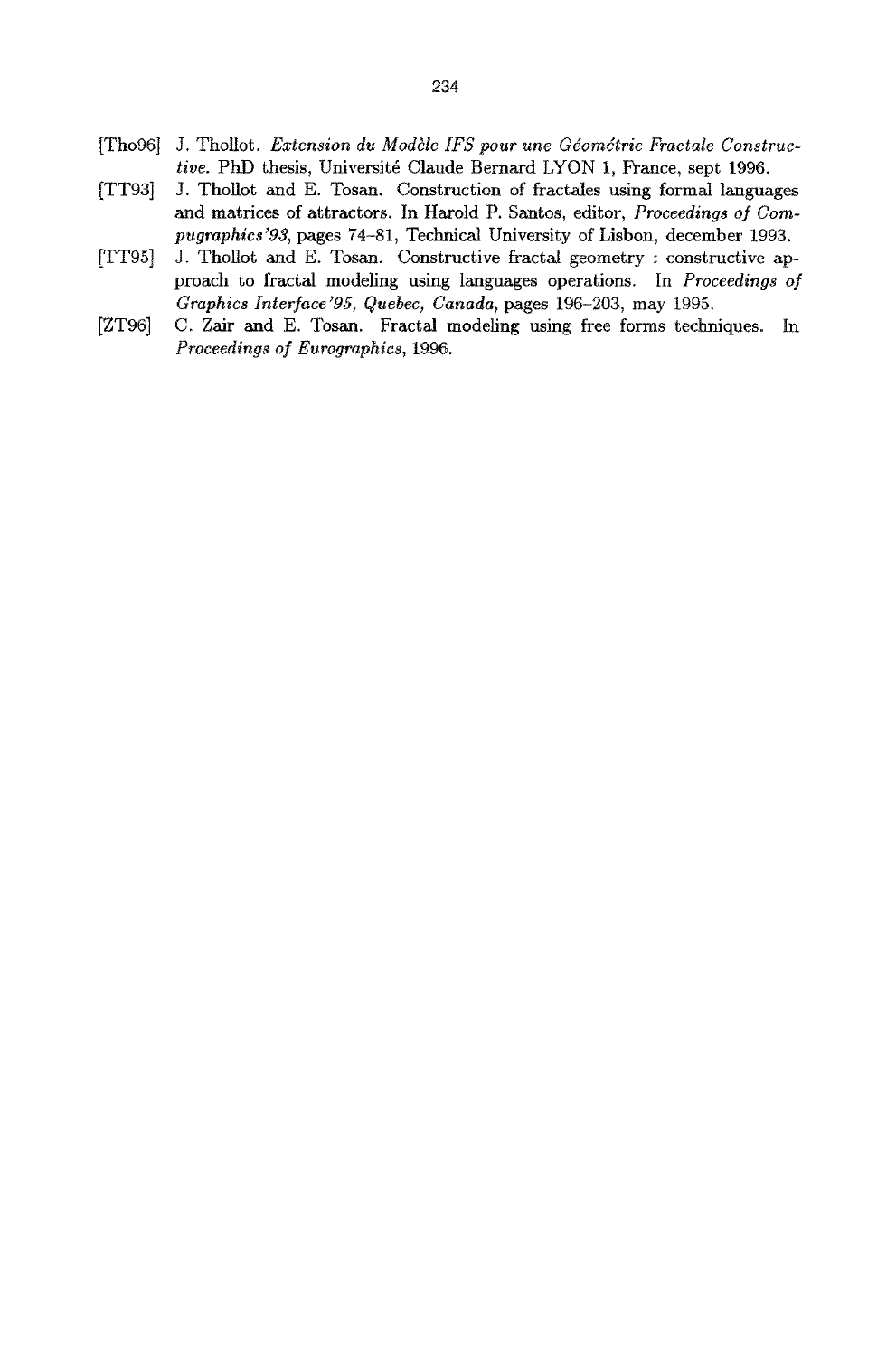[Tho96] J. Thollot. *Extension du Modèle IFS pour une Géométrie Fractale Constructive.* PhD thesis, Université Claude Bernard LYON 1, France, sept 1996.

[TT93] J. Thollot and E. Tosan. Construction of fractales using formal languages and matrices of attractors. In Harold P. Santos, editor, *Proceedings of Compugraphics'93*, pages 74–81, Technical University of Lisbon, december 1993.

[TT95] J. Thollot and E. Tosan. Constructive fractal geometry : constructive approach to fractal modeling using languages operations. In *Proceedings of Graphics Interface'95, Quebec, Canada*, pages 196–203, may 1995.

[ZT96] C. Zair and E. Tosan. Fractal modeling using free forms techniques. In *Proceedings of Eurographics*, 1996.